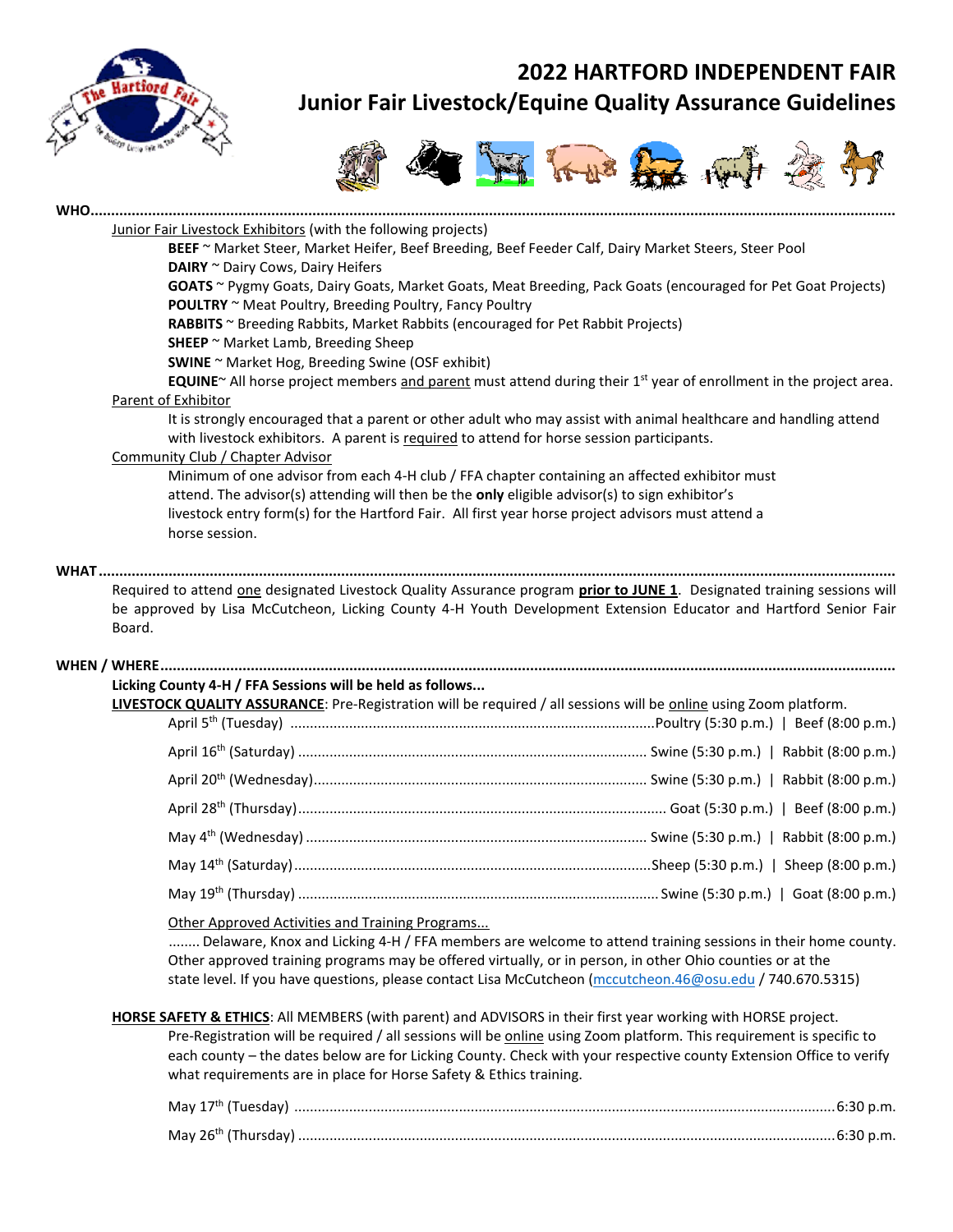# 2022 HARTFORD INDEPENDENT FAIR

## Junior Fair Livestock/Equine Quality Assurance Guidelines

**WHO**

Junior Fair Livestock Exhibitors (with the following projects)

- **BEEF** ~ Market Steer, Market Heifer, Beef Breeding, Beef Feeder Calf, Dairy Market Steers, Steer Pool
- **DAIRY** ~ Dairy Cows, Dairy Heifers
- **GOATS** ~ Pygmy Goats, Dairy Goats, Market Goats, Meat Breeding, Pack Goats (encouraged for Pet Goat Projects)
- **POULTRY** ~ Meat Poultry, Breeding Poultry, Fancy Poultry
- **RABBITS** ~ Breeding Rabbits, Market Rabbits (encouraged for Pet Rabbit Projects)
- **SHEEP** ~ Market Lamb, Breeding Sheep
- **SWINE** ~ Market Hog, Breeding Swine (OSF exhibit)
- **EQUINE**~ All horse project members and parent must attend during their 1st year of enrollment in the project area.

Parent of Exhibitor

It is strongly encouraged that a parent or other adult who may assist with animal healthcare and handling attend with livestock exhibitors. A parent is required to attend for horse session participants.

Community Club / Chapter Advisor

Minimum of one advisor from each 4-H club / FFA chapter containing an affected exhibitor must attend. The advisor(s) attending will then be the **only** eligible advisor(s) to sign exhibitor's livestock entry form(s) for the Hartford Fair. All first year horse project advisors must attend a horse session.

**WHAT**

Required to attend one designated Livestock Quality Assurance program **prior to JUNE 1**. Designated training sessions will be approved by Lisa McCutcheon, Licking County 4-H Youth Development Extension Educator and Hartford Senior Fair Board.

**WHEN / WHERE**

**Licking County 4-H / FFA Sessions will be held as follows...**

**LIVESTOCK QUALITY ASSURANCE**: Pre-Registration will be required / all sessions will be online using Zoom platform.

| Date | Sessions |
|---|---|
| April 5th (Tuesday) | Poultry (5:30 p.m.) \| Beef (8:00 p.m.) |
| April 16th (Saturday) | Swine (5:30 p.m.) \| Rabbit (8:00 p.m.) |
| April 20th (Wednesday) | Swine (5:30 p.m.) \| Rabbit (8:00 p.m.) |
| April 28th (Thursday) | Goat (5:30 p.m.) \| Beef (8:00 p.m.) |
| May 4th (Wednesday) | Swine (5:30 p.m.) \| Rabbit (8:00 p.m.) |
| May 14th (Saturday) | Sheep (5:30 p.m.) \| Sheep (8:00 p.m.) |
| May 19th (Thursday) | Swine (5:30 p.m.) \| Goat (8:00 p.m.) |

Other Approved Activities and Training Programs...

........ Delaware, Knox and Licking 4-H / FFA members are welcome to attend training sessions in their home county. Other approved training programs may be offered virtually, or in person, in other Ohio counties or at the state level. If you have questions, please contact Lisa McCutcheon (mccutcheon.46@osu.edu / 740.670.5315)

**HORSE SAFETY & ETHICS**: All MEMBERS (with parent) and ADVISORS in their first year working with HORSE project.

Pre-Registration will be required / all sessions will be online using Zoom platform. This requirement is specific to each county – the dates below are for Licking County. Check with your respective county Extension Office to verify what requirements are in place for Horse Safety & Ethics training.

| Date | Time |
|---|---|
| May 17th (Tuesday) | 6:30 p.m. |
| May 26th (Thursday) | 6:30 p.m. |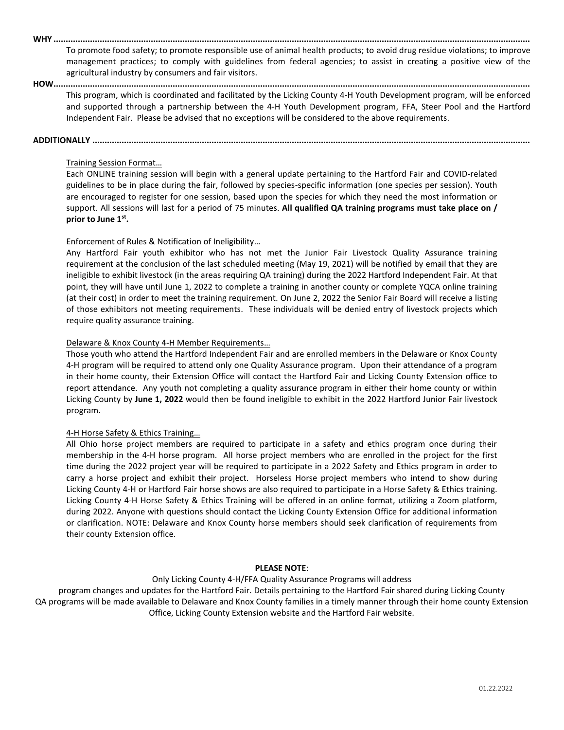**WHY ..........................................................................................................................................................................**

To promote food safety; to promote responsible use of animal health products; to avoid drug residue violations; to improve management practices; to comply with guidelines from federal agencies; to assist in creating a positive view of the agricultural industry by consumers and fair visitors.

**HOW..........................................................................................................................................................................**

This program, which is coordinated and facilitated by the Licking County 4-H Youth Development program, will be enforced and supported through a partnership between the 4-H Youth Development program, FFA, Steer Pool and the Hartford Independent Fair. Please be advised that no exceptions will be considered to the above requirements.

**ADDITIONALLY ..........................................................................................................................................................**

Training Session Format…

Each ONLINE training session will begin with a general update pertaining to the Hartford Fair and COVID-related guidelines to be in place during the fair, followed by species-specific information (one species per session). Youth are encouraged to register for one session, based upon the species for which they need the most information or support. All sessions will last for a period of 75 minutes. **All qualified QA training programs must take place on / prior to June 1st.**

Enforcement of Rules & Notification of Ineligibility…

Any Hartford Fair youth exhibitor who has not met the Junior Fair Livestock Quality Assurance training requirement at the conclusion of the last scheduled meeting (May 19, 2021) will be notified by email that they are ineligible to exhibit livestock (in the areas requiring QA training) during the 2022 Hartford Independent Fair. At that point, they will have until June 1, 2022 to complete a training in another county or complete YQCA online training (at their cost) in order to meet the training requirement. On June 2, 2022 the Senior Fair Board will receive a listing of those exhibitors not meeting requirements. These individuals will be denied entry of livestock projects which require quality assurance training.

Delaware & Knox County 4-H Member Requirements…

Those youth who attend the Hartford Independent Fair and are enrolled members in the Delaware or Knox County 4-H program will be required to attend only one Quality Assurance program. Upon their attendance of a program in their home county, their Extension Office will contact the Hartford Fair and Licking County Extension office to report attendance. Any youth not completing a quality assurance program in either their home county or within Licking County by **June 1, 2022** would then be found ineligible to exhibit in the 2022 Hartford Junior Fair livestock program.

4-H Horse Safety & Ethics Training…

All Ohio horse project members are required to participate in a safety and ethics program once during their membership in the 4-H horse program. All horse project members who are enrolled in the project for the first time during the 2022 project year will be required to participate in a 2022 Safety and Ethics program in order to carry a horse project and exhibit their project. Horseless Horse project members who intend to show during Licking County 4-H or Hartford Fair horse shows are also required to participate in a Horse Safety & Ethics training. Licking County 4-H Horse Safety & Ethics Training will be offered in an online format, utilizing a Zoom platform, during 2022. Anyone with questions should contact the Licking County Extension Office for additional information or clarification. NOTE: Delaware and Knox County horse members should seek clarification of requirements from their county Extension office.

**PLEASE NOTE**:

Only Licking County 4-H/FFA Quality Assurance Programs will address program changes and updates for the Hartford Fair. Details pertaining to the Hartford Fair shared during Licking County QA programs will be made available to Delaware and Knox County families in a timely manner through their home county Extension Office, Licking County Extension website and the Hartford Fair website.

01.22.2022